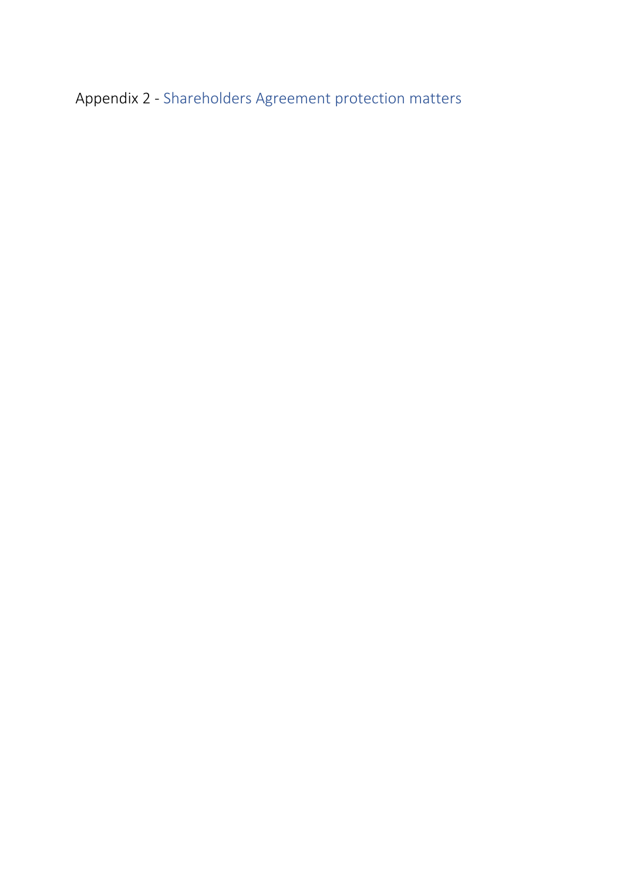# Appendix 2 - Shareholders Agreement protection matters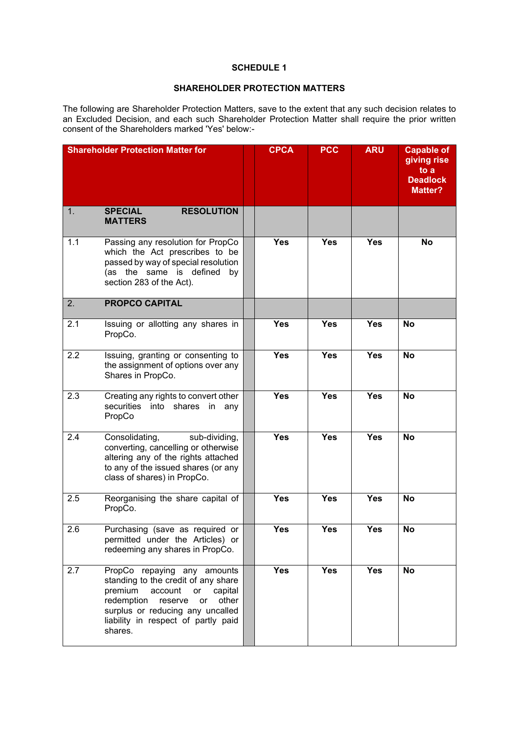**SCHEDULE 1**

**SHAREHOLDER PROTECTION MATTERS**

The following are Shareholder Protection Matters, save to the extent that any such decision relates to an Excluded Decision, and each such Shareholder Protection Matter shall require the prior written consent of the Shareholders marked 'Yes' below:-

| | Shareholder Protection Matter for | | CPCA | PCC | ARU | Capable of giving rise to a Deadlock Matter? |
|---|---|---|---|---|---|---|
| 1. | **SPECIAL RESOLUTION MATTERS** | | | | | |
| 1.1 | Passing any resolution for PropCo which the Act prescribes to be passed by way of special resolution (as the same is defined by section 283 of the Act). | | **Yes** | **Yes** | **Yes** | **No** |
| 2. | **PROPCO CAPITAL** | | | | | |
| 2.1 | Issuing or allotting any shares in PropCo. | | **Yes** | **Yes** | **Yes** | **No** |
| 2.2 | Issuing, granting or consenting to the assignment of options over any Shares in PropCo. | | **Yes** | **Yes** | **Yes** | **No** |
| 2.3 | Creating any rights to convert other securities into shares in any PropCo | | **Yes** | **Yes** | **Yes** | **No** |
| 2.4 | Consolidating, sub-dividing, converting, cancelling or otherwise altering any of the rights attached to any of the issued shares (or any class of shares) in PropCo. | | **Yes** | **Yes** | **Yes** | **No** |
| 2.5 | Reorganising the share capital of PropCo. | | **Yes** | **Yes** | **Yes** | **No** |
| 2.6 | Purchasing (save as required or permitted under the Articles) or redeeming any shares in PropCo. | | **Yes** | **Yes** | **Yes** | **No** |
| 2.7 | PropCo repaying any amounts standing to the credit of any share premium account or capital redemption reserve or other surplus or reducing any uncalled liability in respect of partly paid shares. | | **Yes** | **Yes** | **Yes** | **No** |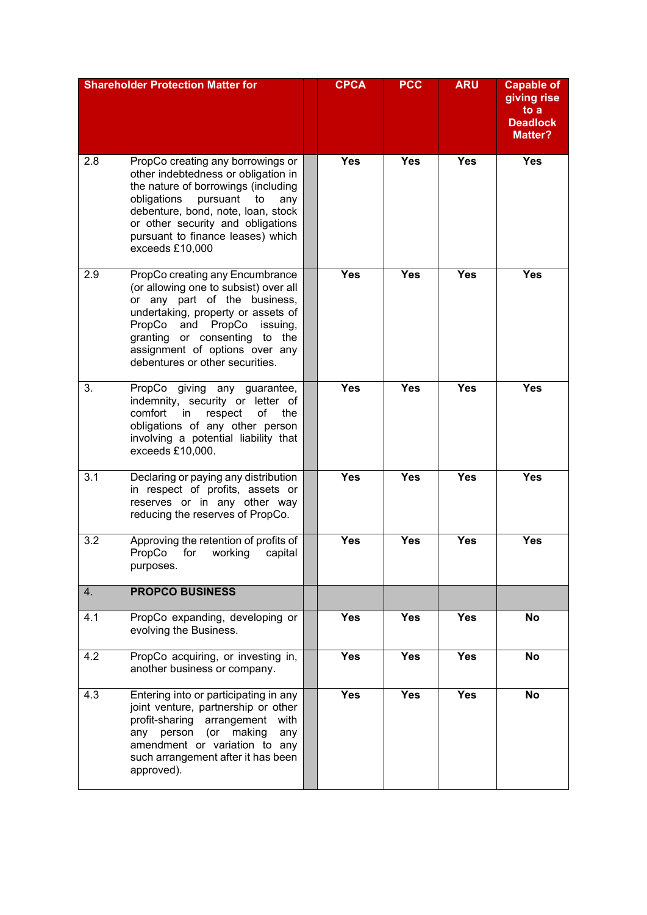| Shareholder Protection Matter for | | | CPCA | PCC | ARU | Capable of giving rise to a Deadlock Matter? |
|---|---|---|---|---|---|---|
| 2.8 | PropCo creating any borrowings or other indebtedness or obligation in the nature of borrowings (including obligations pursuant to any debenture, bond, note, loan, stock or other security and obligations pursuant to finance leases) which exceeds £10,000 | | **Yes** | **Yes** | **Yes** | **Yes** |
| 2.9 | PropCo creating any Encumbrance (or allowing one to subsist) over all or any part of the business, undertaking, property or assets of PropCo and PropCo issuing, granting or consenting to the assignment of options over any debentures or other securities. | | **Yes** | **Yes** | **Yes** | **Yes** |
| 3. | PropCo giving any guarantee, indemnity, security or letter of comfort in respect of the obligations of any other person involving a potential liability that exceeds £10,000. | | **Yes** | **Yes** | **Yes** | **Yes** |
| 3.1 | Declaring or paying any distribution in respect of profits, assets or reserves or in any other way reducing the reserves of PropCo. | | **Yes** | **Yes** | **Yes** | **Yes** |
| 3.2 | Approving the retention of profits of PropCo for working capital purposes. | | **Yes** | **Yes** | **Yes** | **Yes** |
| 4. | **PROPCO BUSINESS** | | | | | |
| 4.1 | PropCo expanding, developing or evolving the Business. | | **Yes** | **Yes** | **Yes** | **No** |
| 4.2 | PropCo acquiring, or investing in, another business or company. | | **Yes** | **Yes** | **Yes** | **No** |
| 4.3 | Entering into or participating in any joint venture, partnership or other profit-sharing arrangement with any person (or making any amendment or variation to any such arrangement after it has been approved). | | **Yes** | **Yes** | **Yes** | **No** |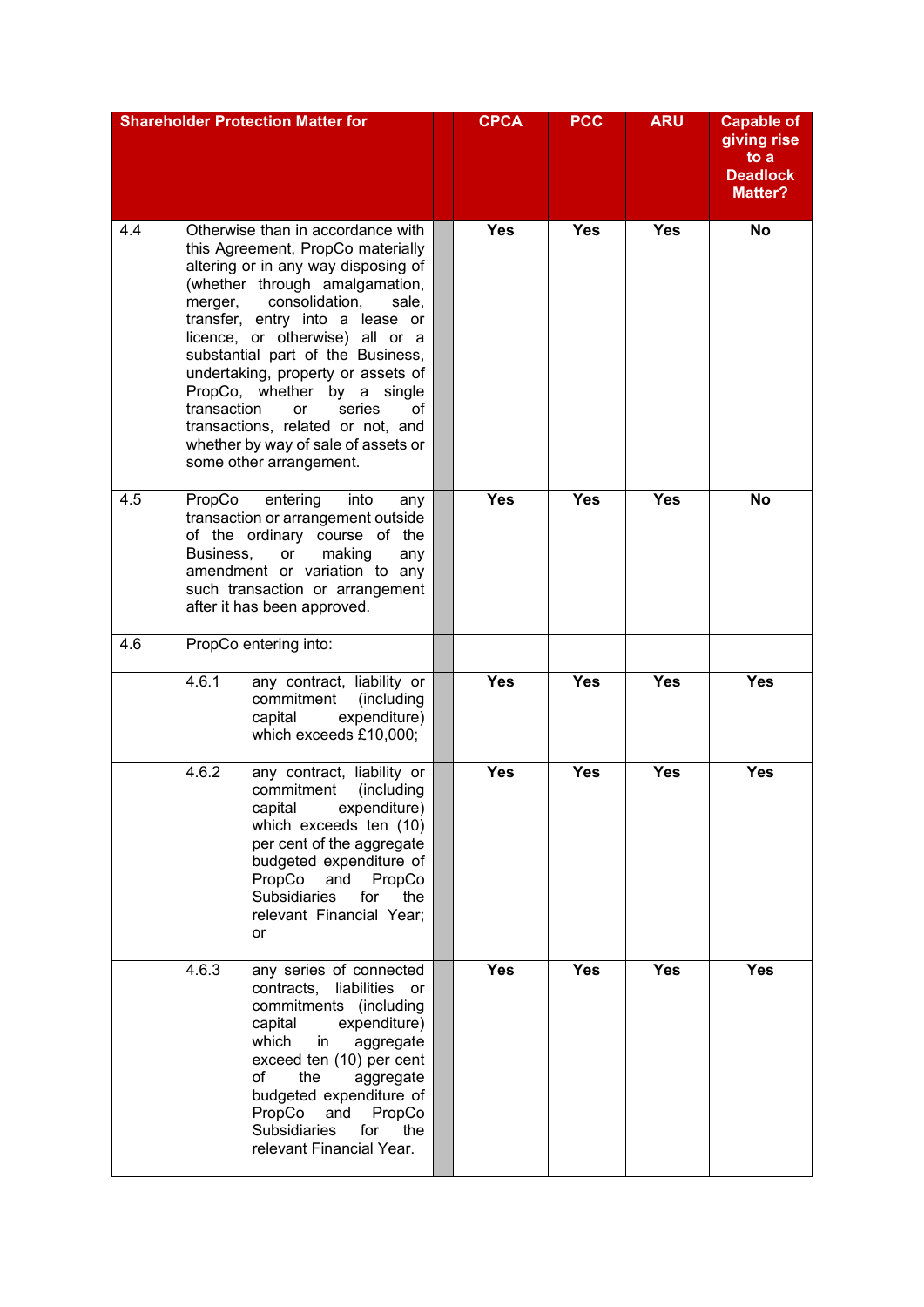| Shareholder Protection Matter for | | | CPCA | PCC | ARU | Capable of giving rise to a Deadlock Matter? |
|---|---|---|---|---|---|---|
| 4.4 | Otherwise than in accordance with this Agreement, PropCo materially altering or in any way disposing of (whether through amalgamation, merger, consolidation, sale, transfer, entry into a lease or licence, or otherwise) all or a substantial part of the Business, undertaking, property or assets of PropCo, whether by a single transaction or series of transactions, related or not, and whether by way of sale of assets or some other arrangement. | | **Yes** | **Yes** | **Yes** | **No** |
| 4.5 | PropCo entering into any transaction or arrangement outside of the ordinary course of the Business, or making any amendment or variation to any such transaction or arrangement after it has been approved. | | **Yes** | **Yes** | **Yes** | **No** |
| 4.6 | PropCo entering into: | | | | | |
| | 4.6.1 any contract, liability or commitment (including capital expenditure) which exceeds £10,000; | | **Yes** | **Yes** | **Yes** | **Yes** |
| | 4.6.2 any contract, liability or commitment (including capital expenditure) which exceeds ten (10) per cent of the aggregate budgeted expenditure of PropCo and PropCo Subsidiaries for the relevant Financial Year; or | | **Yes** | **Yes** | **Yes** | **Yes** |
| | 4.6.3 any series of connected contracts, liabilities or commitments (including capital expenditure) which in aggregate exceed ten (10) per cent of the aggregate budgeted expenditure of PropCo and PropCo Subsidiaries for the relevant Financial Year. | | **Yes** | **Yes** | **Yes** | **Yes** |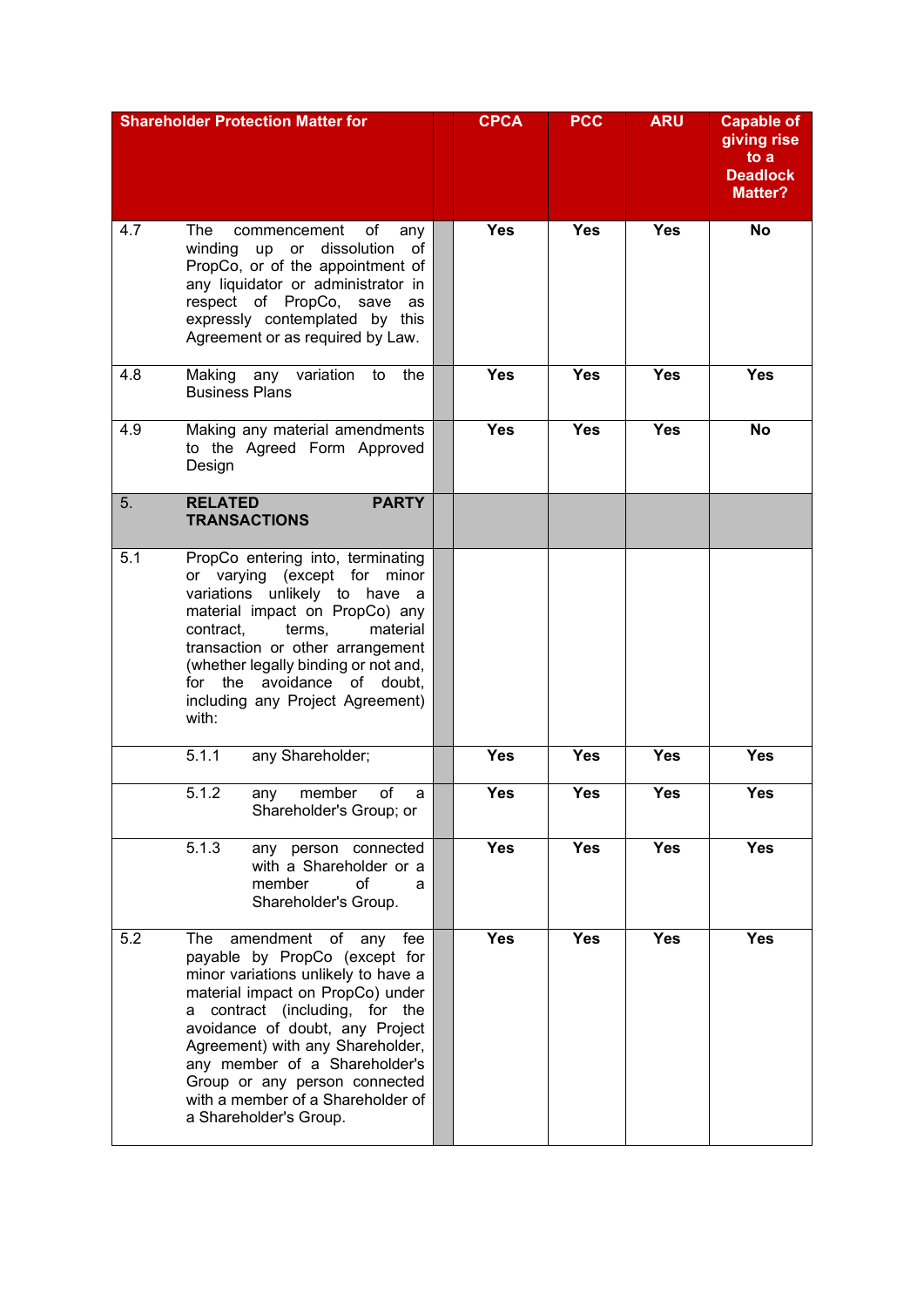| Shareholder Protection Matter for | | | CPCA | PCC | ARU | Capable of giving rise to a Deadlock Matter? |
|---|---|---|---|---|---|---|
| 4.7 | The commencement of any winding up or dissolution of PropCo, or of the appointment of any liquidator or administrator in respect of PropCo, save as expressly contemplated by this Agreement or as required by Law. | | **Yes** | **Yes** | **Yes** | **No** |
| 4.8 | Making any variation to the Business Plans | | **Yes** | **Yes** | **Yes** | **Yes** |
| 4.9 | Making any material amendments to the Agreed Form Approved Design | | **Yes** | **Yes** | **Yes** | **No** |
| 5. | **RELATED PARTY TRANSACTIONS** | | | | | |
| 5.1 | PropCo entering into, terminating or varying (except for minor variations unlikely to have a material impact on PropCo) any contract, terms, material transaction or other arrangement (whether legally binding or not and, for the avoidance of doubt, including any Project Agreement) with: | | | | | |
| | 5.1.1 any Shareholder; | | **Yes** | **Yes** | **Yes** | **Yes** |
| | 5.1.2 any member of a Shareholder's Group; or | | **Yes** | **Yes** | **Yes** | **Yes** |
| | 5.1.3 any person connected with a Shareholder or a member of a Shareholder's Group. | | **Yes** | **Yes** | **Yes** | **Yes** |
| 5.2 | The amendment of any fee payable by PropCo (except for minor variations unlikely to have a material impact on PropCo) under a contract (including, for the avoidance of doubt, any Project Agreement) with any Shareholder, any member of a Shareholder's Group or any person connected with a member of a Shareholder of a Shareholder's Group. | | **Yes** | **Yes** | **Yes** | **Yes** |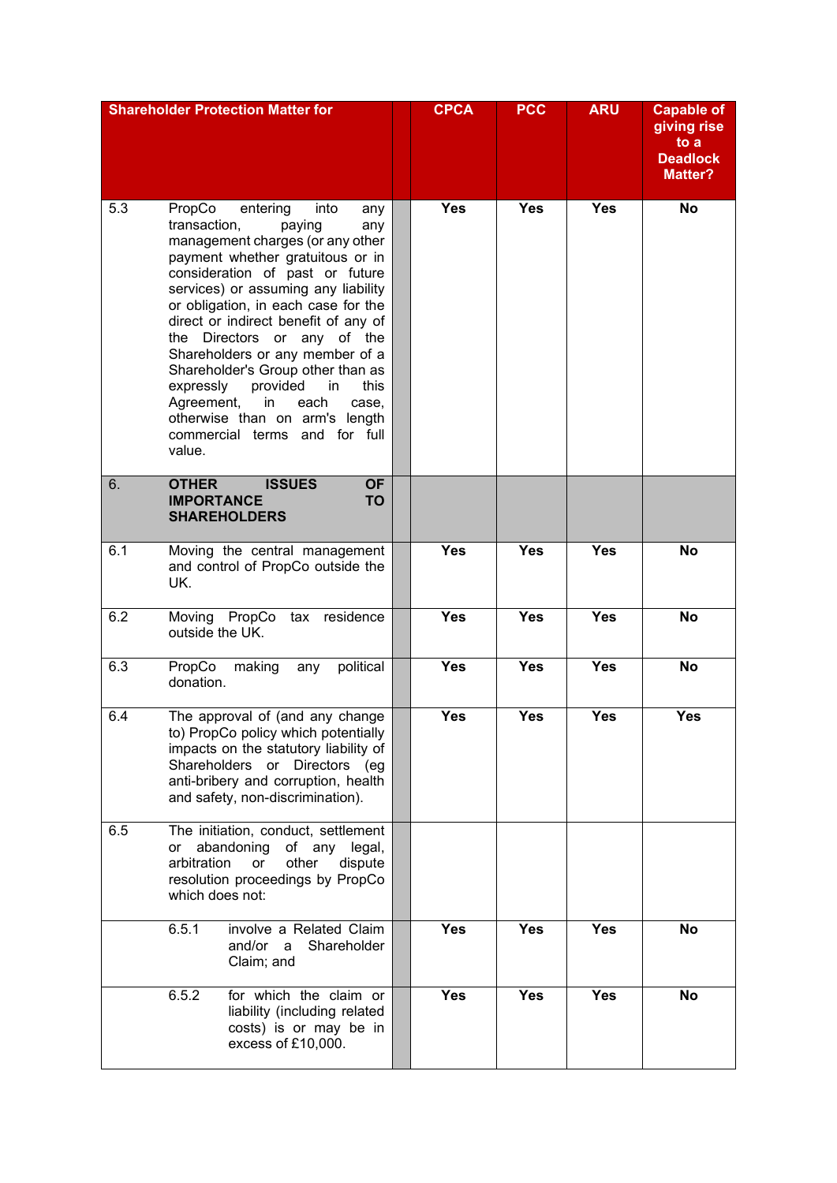| Shareholder Protection Matter for | | | CPCA | PCC | ARU | Capable of giving rise to a Deadlock Matter? |
|---|---|---|---|---|---|---|
| 5.3 | PropCo entering into any transaction, paying any management charges (or any other payment whether gratuitous or in consideration of past or future services) or assuming any liability or obligation, in each case for the direct or indirect benefit of any of the Directors or any of the Shareholders or any member of a Shareholder's Group other than as expressly provided in this Agreement, in each case, otherwise than on arm's length commercial terms and for full value. | | Yes | Yes | Yes | No |
| 6. | **OTHER ISSUES OF IMPORTANCE TO SHAREHOLDERS** | | | | | |
| 6.1 | Moving the central management and control of PropCo outside the UK. | | Yes | Yes | Yes | No |
| 6.2 | Moving PropCo tax residence outside the UK. | | Yes | Yes | Yes | No |
| 6.3 | PropCo making any political donation. | | Yes | Yes | Yes | No |
| 6.4 | The approval of (and any change to) PropCo policy which potentially impacts on the statutory liability of Shareholders or Directors (eg anti-bribery and corruption, health and safety, non-discrimination). | | Yes | Yes | Yes | Yes |
| 6.5 | The initiation, conduct, settlement or abandoning of any legal, arbitration or other dispute resolution proceedings by PropCo which does not: | | | | | |
| | 6.5.1 involve a Related Claim and/or a Shareholder Claim; and | | Yes | Yes | Yes | No |
| | 6.5.2 for which the claim or liability (including related costs) is or may be in excess of £10,000. | | Yes | Yes | Yes | No |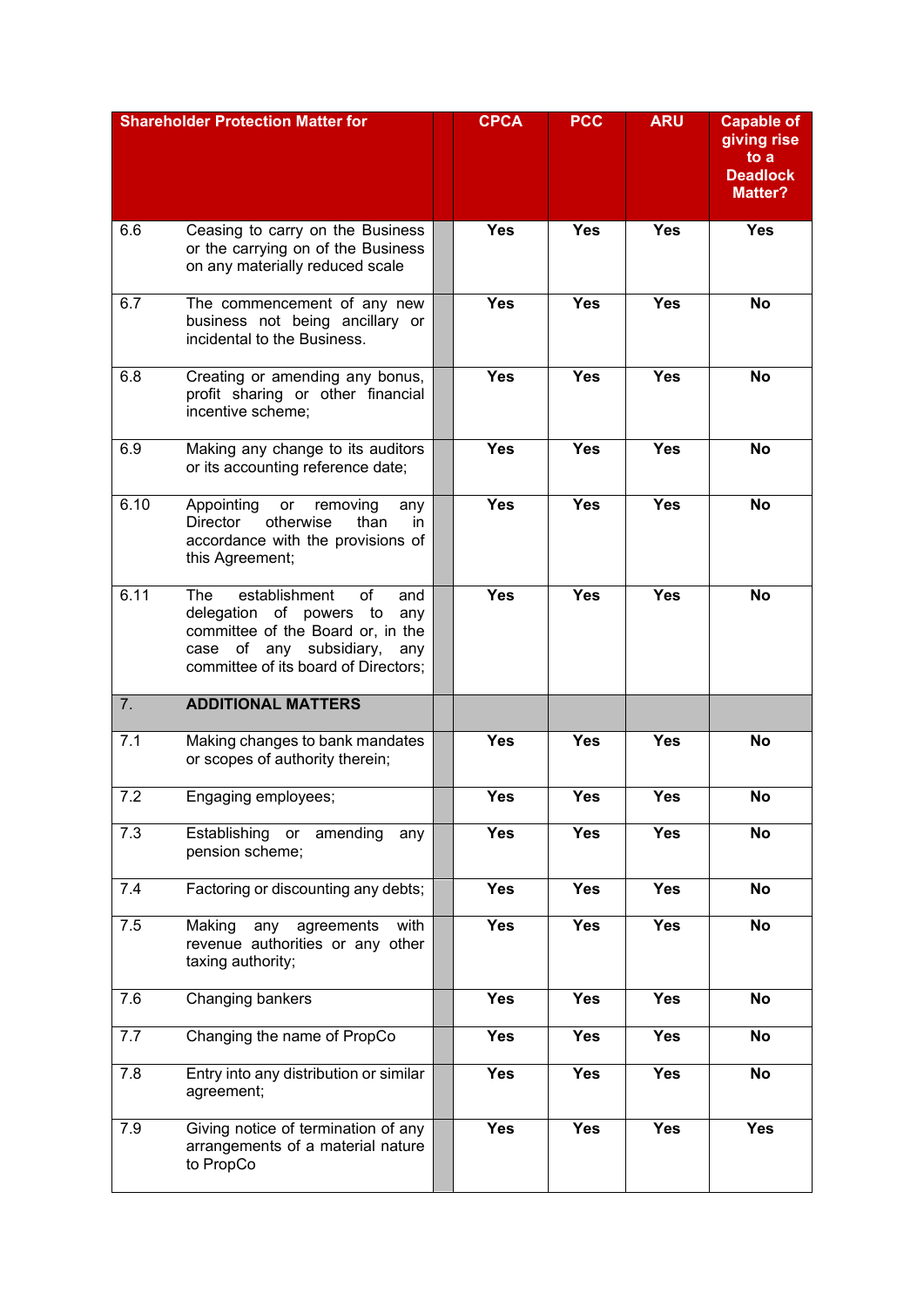| Shareholder Protection Matter for | | | CPCA | PCC | ARU | Capable of giving rise to a Deadlock Matter? |
|---|---|---|---|---|---|---|
| 6.6 | Ceasing to carry on the Business or the carrying on of the Business on any materially reduced scale | | Yes | Yes | Yes | Yes |
| 6.7 | The commencement of any new business not being ancillary or incidental to the Business. | | Yes | Yes | Yes | No |
| 6.8 | Creating or amending any bonus, profit sharing or other financial incentive scheme; | | Yes | Yes | Yes | No |
| 6.9 | Making any change to its auditors or its accounting reference date; | | Yes | Yes | Yes | No |
| 6.10 | Appointing or removing any Director otherwise than in accordance with the provisions of this Agreement; | | Yes | Yes | Yes | No |
| 6.11 | The establishment of and delegation of powers to any committee of the Board or, in the case of any subsidiary, any committee of its board of Directors; | | Yes | Yes | Yes | No |
| 7. | **ADDITIONAL MATTERS** | | | | | |
| 7.1 | Making changes to bank mandates or scopes of authority therein; | | Yes | Yes | Yes | No |
| 7.2 | Engaging employees; | | Yes | Yes | Yes | No |
| 7.3 | Establishing or amending any pension scheme; | | Yes | Yes | Yes | No |
| 7.4 | Factoring or discounting any debts; | | Yes | Yes | Yes | No |
| 7.5 | Making any agreements with revenue authorities or any other taxing authority; | | Yes | Yes | Yes | No |
| 7.6 | Changing bankers | | Yes | Yes | Yes | No |
| 7.7 | Changing the name of PropCo | | Yes | Yes | Yes | No |
| 7.8 | Entry into any distribution or similar agreement; | | Yes | Yes | Yes | No |
| 7.9 | Giving notice of termination of any arrangements of a material nature to PropCo | | Yes | Yes | Yes | Yes |